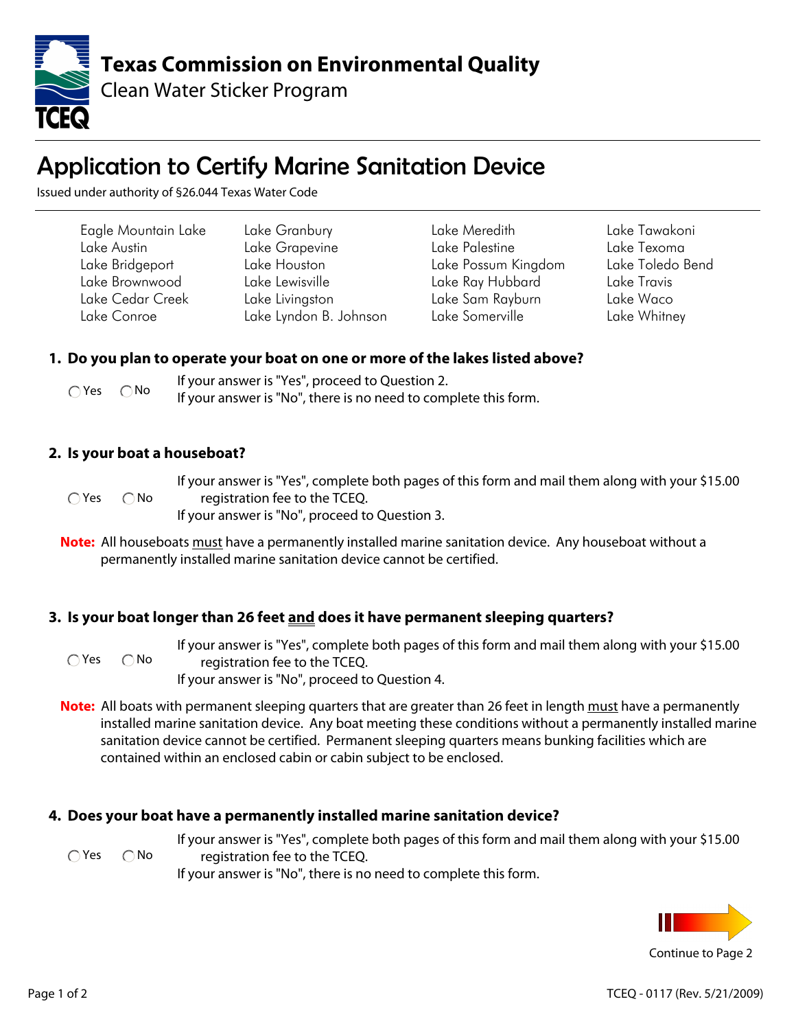# Texas Commission on Environmental Quality

Clean Water Sticker Program

## Application to Certify Marine Sanitation Device

Issued under authority of §26.044 Texas Water Code

| | | | |
|---|---|---|---|
| Eagle Mountain Lake | Lake Granbury | Lake Meredith | Lake Tawakoni |
| Lake Austin | Lake Grapevine | Lake Palestine | Lake Texoma |
| Lake Bridgeport | Lake Houston | Lake Possum Kingdom | Lake Toledo Bend |
| Lake Brownwood | Lake Lewisville | Lake Ray Hubbard | Lake Travis |
| Lake Cedar Creek | Lake Livingston | Lake Sam Rayburn | Lake Waco |
| Lake Conroe | Lake Lyndon B. Johnson | Lake Somerville | Lake Whitney |

**1. Do you plan to operate your boat on one or more of the lakes listed above?**

○ Yes ○ No

If your answer is "Yes", proceed to Question 2.
If your answer is "No", there is no need to complete this form.

**2. Is your boat a houseboat?**

○ Yes ○ No

If your answer is "Yes", complete both pages of this form and mail them along with your $15.00 registration fee to the TCEQ.
If your answer is "No", proceed to Question 3.

**Note:** All houseboats must have a permanently installed marine sanitation device. Any houseboat without a permanently installed marine sanitation device cannot be certified.

**3. Is your boat longer than 26 feet and does it have permanent sleeping quarters?**

○ Yes ○ No

If your answer is "Yes", complete both pages of this form and mail them along with your $15.00 registration fee to the TCEQ.
If your answer is "No", proceed to Question 4.

**Note:** All boats with permanent sleeping quarters that are greater than 26 feet in length must have a permanently installed marine sanitation device. Any boat meeting these conditions without a permanently installed marine sanitation device cannot be certified. Permanent sleeping quarters means bunking facilities which are contained within an enclosed cabin or cabin subject to be enclosed.

**4. Does your boat have a permanently installed marine sanitation device?**

○ Yes ○ No

If your answer is "Yes", complete both pages of this form and mail them along with your $15.00 registration fee to the TCEQ.
If your answer is "No", there is no need to complete this form.

Continue to Page 2

TCEQ - 0117 (Rev. 5/21/2009)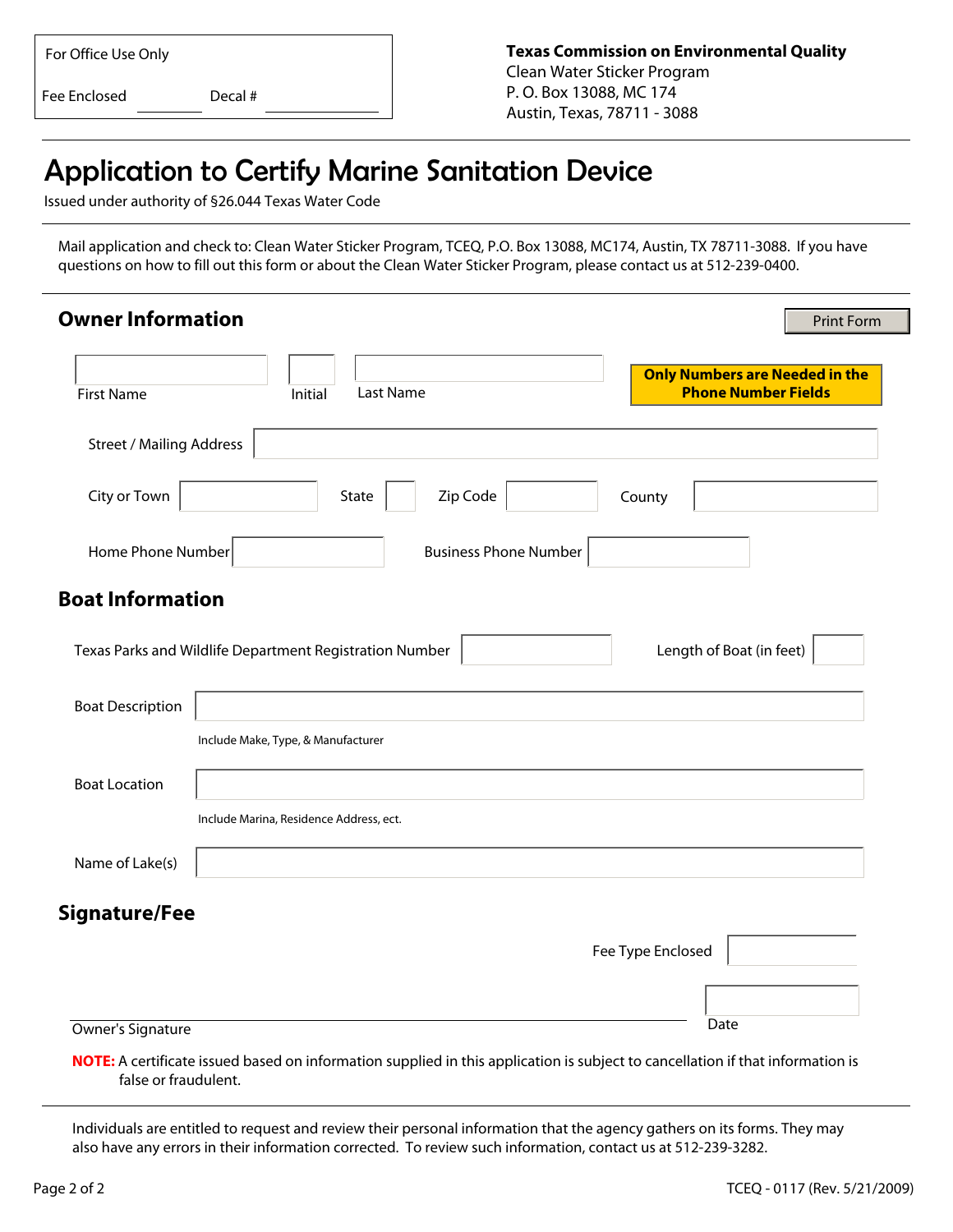For Office Use Only

Fee Enclosed ________ Decal # ____________

**Texas Commission on Environmental Quality**
Clean Water Sticker Program
P. O. Box 13088, MC 174
Austin, Texas, 78711 - 3088

# Application to Certify Marine Sanitation Device

Issued under authority of §26.044 Texas Water Code

Mail application and check to: Clean Water Sticker Program, TCEQ, P.O. Box 13088, MC174, Austin, TX 78711-3088. If you have questions on how to fill out this form or about the Clean Water Sticker Program, please contact us at 512-239-0400.

## Owner Information

Print Form

**Only Numbers are Needed in the Phone Number Fields**

First Name ____________ Initial ____ Last Name ____________

Street / Mailing Address ____________

City or Town ____________ State ____ Zip Code ____________ County ____________

Home Phone Number ____________ Business Phone Number ____________

## Boat Information

Texas Parks and Wildlife Department Registration Number ____________ Length of Boat (in feet) ____

Boat Description ____________
Include Make, Type, & Manufacturer

Boat Location ____________
Include Marina, Residence Address, ect.

Name of Lake(s) ____________

## Signature/Fee

Fee Type Enclosed ____________

Owner's Signature ____________ Date ____________

**NOTE:** A certificate issued based on information supplied in this application is subject to cancellation if that information is false or fraudulent.

Individuals are entitled to request and review their personal information that the agency gathers on its forms. They may also have any errors in their information corrected. To review such information, contact us at 512-239-3282.

TCEQ - 0117 (Rev. 5/21/2009)